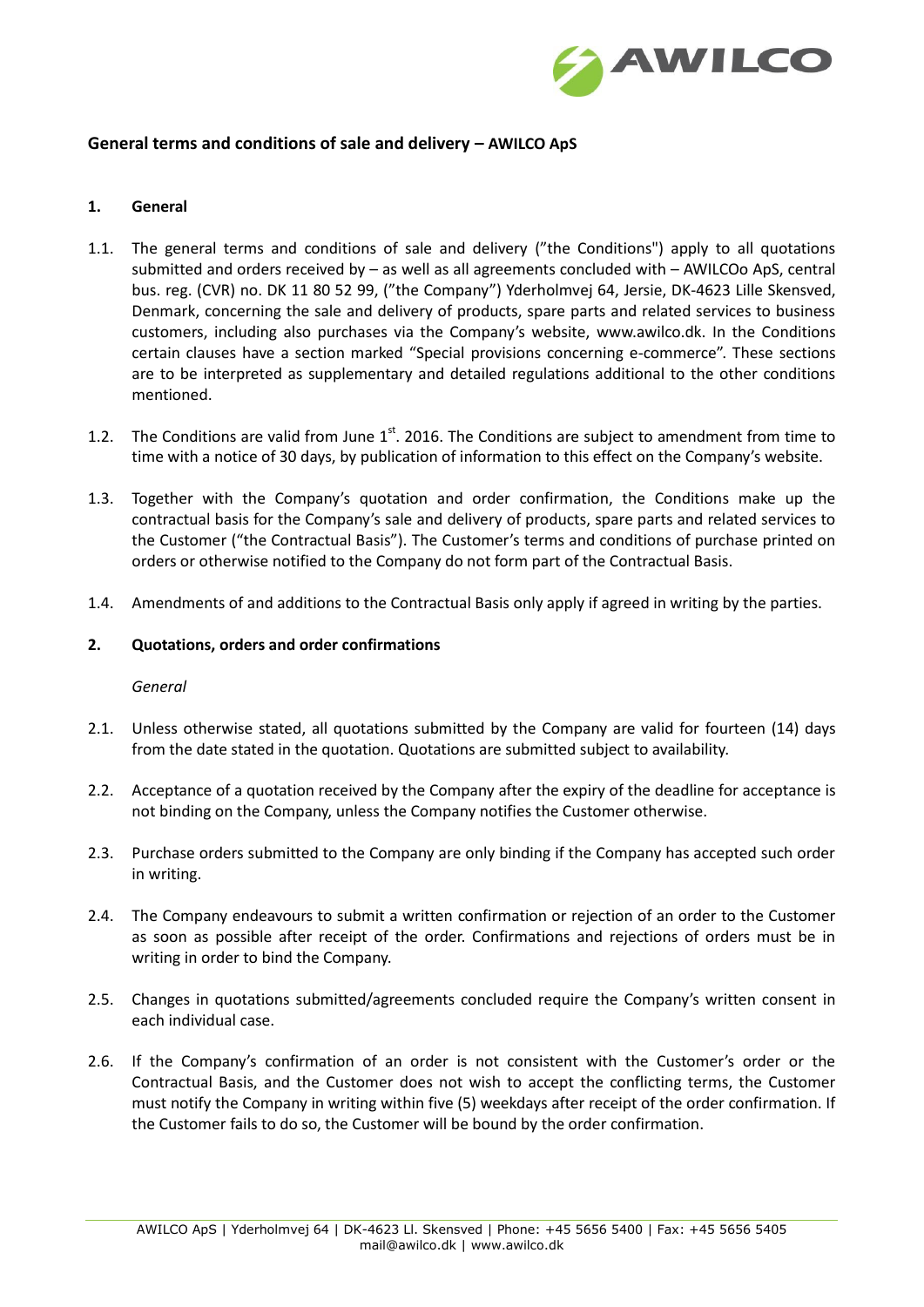## General terms and conditions of sale and delivery – AWILCO ApS

### 1. General

1.1. The general terms and conditions of sale and delivery ("the Conditions") apply to all quotations submitted and orders received by – as well as all agreements concluded with – AWILCOo ApS, central bus. reg. (CVR) no. DK 11 80 52 99, ("the Company") Yderholmvej 64, Jersie, DK-4623 Lille Skensved, Denmark, concerning the sale and delivery of products, spare parts and related services to business customers, including also purchases via the Company's website, www.awilco.dk. In the Conditions certain clauses have a section marked "Special provisions concerning e-commerce". These sections are to be interpreted as supplementary and detailed regulations additional to the other conditions mentioned.

1.2. The Conditions are valid from June 1st. 2016. The Conditions are subject to amendment from time to time with a notice of 30 days, by publication of information to this effect on the Company's website.

1.3. Together with the Company's quotation and order confirmation, the Conditions make up the contractual basis for the Company's sale and delivery of products, spare parts and related services to the Customer ("the Contractual Basis"). The Customer's terms and conditions of purchase printed on orders or otherwise notified to the Company do not form part of the Contractual Basis.

1.4. Amendments of and additions to the Contractual Basis only apply if agreed in writing by the parties.

### 2. Quotations, orders and order confirmations

*General*

2.1. Unless otherwise stated, all quotations submitted by the Company are valid for fourteen (14) days from the date stated in the quotation. Quotations are submitted subject to availability.

2.2. Acceptance of a quotation received by the Company after the expiry of the deadline for acceptance is not binding on the Company, unless the Company notifies the Customer otherwise.

2.3. Purchase orders submitted to the Company are only binding if the Company has accepted such order in writing.

2.4. The Company endeavours to submit a written confirmation or rejection of an order to the Customer as soon as possible after receipt of the order. Confirmations and rejections of orders must be in writing in order to bind the Company.

2.5. Changes in quotations submitted/agreements concluded require the Company's written consent in each individual case.

2.6. If the Company's confirmation of an order is not consistent with the Customer's order or the Contractual Basis, and the Customer does not wish to accept the conflicting terms, the Customer must notify the Company in writing within five (5) weekdays after receipt of the order confirmation. If the Customer fails to do so, the Customer will be bound by the order confirmation.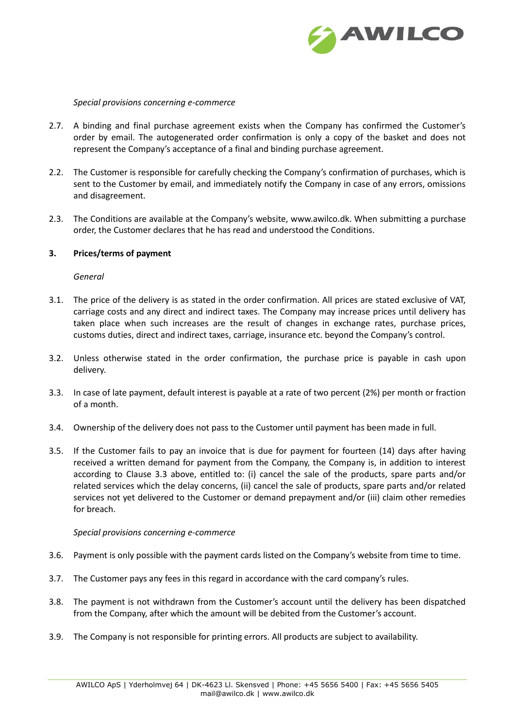*Special provisions concerning e-commerce*

2.7. A binding and final purchase agreement exists when the Company has confirmed the Customer's order by email. The autogenerated order confirmation is only a copy of the basket and does not represent the Company's acceptance of a final and binding purchase agreement.

2.2. The Customer is responsible for carefully checking the Company's confirmation of purchases, which is sent to the Customer by email, and immediately notify the Company in case of any errors, omissions and disagreement.

2.3. The Conditions are available at the Company's website, www.awilco.dk. When submitting a purchase order, the Customer declares that he has read and understood the Conditions.

## 3. Prices/terms of payment

*General*

3.1. The price of the delivery is as stated in the order confirmation. All prices are stated exclusive of VAT, carriage costs and any direct and indirect taxes. The Company may increase prices until delivery has taken place when such increases are the result of changes in exchange rates, purchase prices, customs duties, direct and indirect taxes, carriage, insurance etc. beyond the Company's control.

3.2. Unless otherwise stated in the order confirmation, the purchase price is payable in cash upon delivery.

3.3. In case of late payment, default interest is payable at a rate of two percent (2%) per month or fraction of a month.

3.4. Ownership of the delivery does not pass to the Customer until payment has been made in full.

3.5. If the Customer fails to pay an invoice that is due for payment for fourteen (14) days after having received a written demand for payment from the Company, the Company is, in addition to interest according to Clause 3.3 above, entitled to: (i) cancel the sale of the products, spare parts and/or related services which the delay concerns, (ii) cancel the sale of products, spare parts and/or related services not yet delivered to the Customer or demand prepayment and/or (iii) claim other remedies for breach.

*Special provisions concerning e-commerce*

3.6. Payment is only possible with the payment cards listed on the Company's website from time to time.

3.7. The Customer pays any fees in this regard in accordance with the card company's rules.

3.8. The payment is not withdrawn from the Customer's account until the delivery has been dispatched from the Company, after which the amount will be debited from the Customer's account.

3.9. The Company is not responsible for printing errors. All products are subject to availability.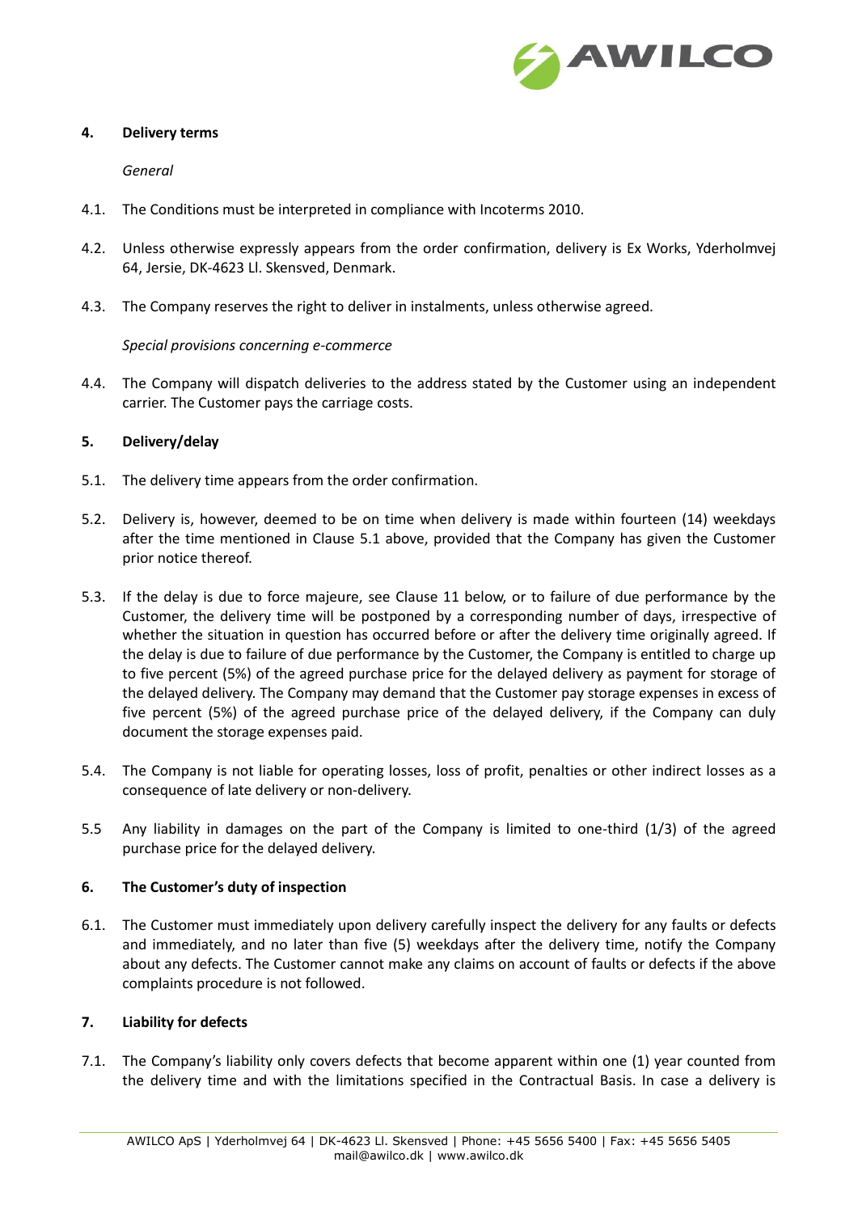## 4. Delivery terms

*General*

4.1. The Conditions must be interpreted in compliance with Incoterms 2010.

4.2. Unless otherwise expressly appears from the order confirmation, delivery is Ex Works, Yderholmvej 64, Jersie, DK-4623 Ll. Skensved, Denmark.

4.3. The Company reserves the right to deliver in instalments, unless otherwise agreed.

*Special provisions concerning e-commerce*

4.4. The Company will dispatch deliveries to the address stated by the Customer using an independent carrier. The Customer pays the carriage costs.

## 5. Delivery/delay

5.1. The delivery time appears from the order confirmation.

5.2. Delivery is, however, deemed to be on time when delivery is made within fourteen (14) weekdays after the time mentioned in Clause 5.1 above, provided that the Company has given the Customer prior notice thereof.

5.3. If the delay is due to force majeure, see Clause 11 below, or to failure of due performance by the Customer, the delivery time will be postponed by a corresponding number of days, irrespective of whether the situation in question has occurred before or after the delivery time originally agreed. If the delay is due to failure of due performance by the Customer, the Company is entitled to charge up to five percent (5%) of the agreed purchase price for the delayed delivery as payment for storage of the delayed delivery. The Company may demand that the Customer pay storage expenses in excess of five percent (5%) of the agreed purchase price of the delayed delivery, if the Company can duly document the storage expenses paid.

5.4. The Company is not liable for operating losses, loss of profit, penalties or other indirect losses as a consequence of late delivery or non-delivery.

5.5 Any liability in damages on the part of the Company is limited to one-third (1/3) of the agreed purchase price for the delayed delivery.

## 6. The Customer's duty of inspection

6.1. The Customer must immediately upon delivery carefully inspect the delivery for any faults or defects and immediately, and no later than five (5) weekdays after the delivery time, notify the Company about any defects. The Customer cannot make any claims on account of faults or defects if the above complaints procedure is not followed.

## 7. Liability for defects

7.1. The Company's liability only covers defects that become apparent within one (1) year counted from the delivery time and with the limitations specified in the Contractual Basis. In case a delivery is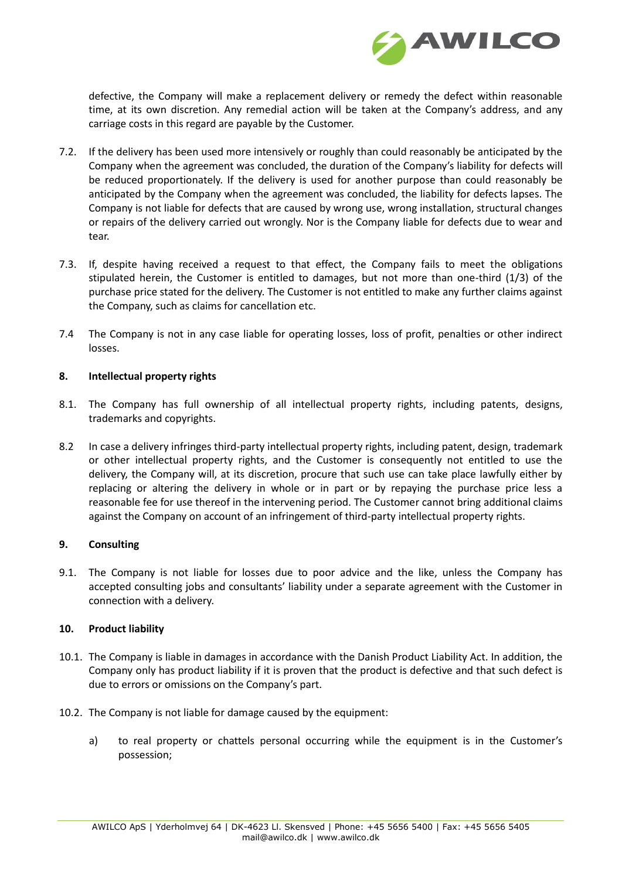defective, the Company will make a replacement delivery or remedy the defect within reasonable time, at its own discretion. Any remedial action will be taken at the Company's address, and any carriage costs in this regard are payable by the Customer.

7.2. If the delivery has been used more intensively or roughly than could reasonably be anticipated by the Company when the agreement was concluded, the duration of the Company's liability for defects will be reduced proportionately. If the delivery is used for another purpose than could reasonably be anticipated by the Company when the agreement was concluded, the liability for defects lapses. The Company is not liable for defects that are caused by wrong use, wrong installation, structural changes or repairs of the delivery carried out wrongly. Nor is the Company liable for defects due to wear and tear.

7.3. If, despite having received a request to that effect, the Company fails to meet the obligations stipulated herein, the Customer is entitled to damages, but not more than one-third (1/3) of the purchase price stated for the delivery. The Customer is not entitled to make any further claims against the Company, such as claims for cancellation etc.

7.4 The Company is not in any case liable for operating losses, loss of profit, penalties or other indirect losses.

## 8. Intellectual property rights

8.1. The Company has full ownership of all intellectual property rights, including patents, designs, trademarks and copyrights.

8.2 In case a delivery infringes third-party intellectual property rights, including patent, design, trademark or other intellectual property rights, and the Customer is consequently not entitled to use the delivery, the Company will, at its discretion, procure that such use can take place lawfully either by replacing or altering the delivery in whole or in part or by repaying the purchase price less a reasonable fee for use thereof in the intervening period. The Customer cannot bring additional claims against the Company on account of an infringement of third-party intellectual property rights.

## 9. Consulting

9.1. The Company is not liable for losses due to poor advice and the like, unless the Company has accepted consulting jobs and consultants' liability under a separate agreement with the Customer in connection with a delivery.

## 10. Product liability

10.1. The Company is liable in damages in accordance with the Danish Product Liability Act. In addition, the Company only has product liability if it is proven that the product is defective and that such defect is due to errors or omissions on the Company's part.

10.2. The Company is not liable for damage caused by the equipment:

a) to real property or chattels personal occurring while the equipment is in the Customer's possession;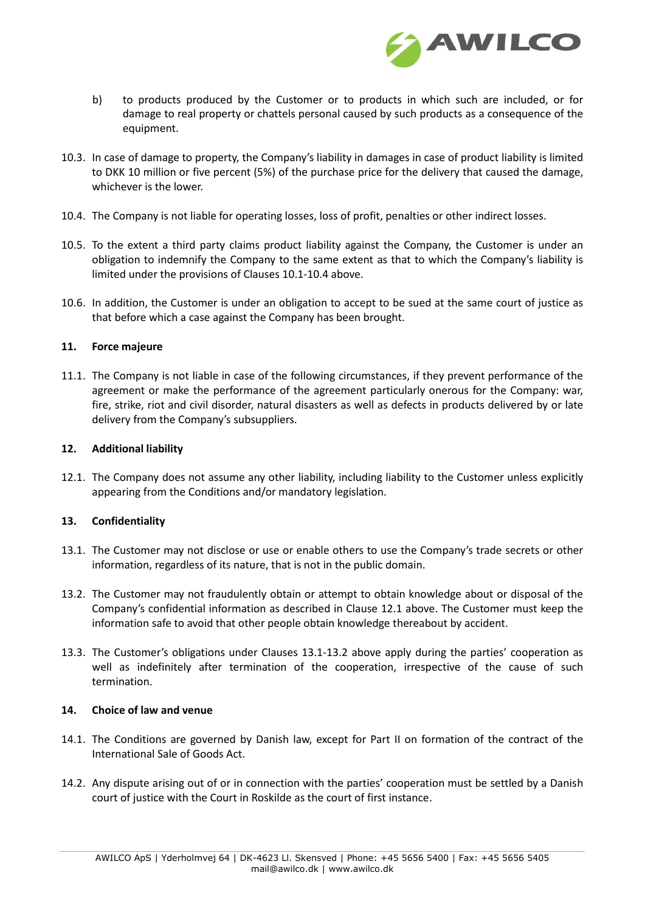b) to products produced by the Customer or to products in which such are included, or for damage to real property or chattels personal caused by such products as a consequence of the equipment.

10.3. In case of damage to property, the Company's liability in damages in case of product liability is limited to DKK 10 million or five percent (5%) of the purchase price for the delivery that caused the damage, whichever is the lower.

10.4. The Company is not liable for operating losses, loss of profit, penalties or other indirect losses.

10.5. To the extent a third party claims product liability against the Company, the Customer is under an obligation to indemnify the Company to the same extent as that to which the Company's liability is limited under the provisions of Clauses 10.1-10.4 above.

10.6. In addition, the Customer is under an obligation to accept to be sued at the same court of justice as that before which a case against the Company has been brought.

## 11. Force majeure

11.1. The Company is not liable in case of the following circumstances, if they prevent performance of the agreement or make the performance of the agreement particularly onerous for the Company: war, fire, strike, riot and civil disorder, natural disasters as well as defects in products delivered by or late delivery from the Company's subsuppliers.

## 12. Additional liability

12.1. The Company does not assume any other liability, including liability to the Customer unless explicitly appearing from the Conditions and/or mandatory legislation.

## 13. Confidentiality

13.1. The Customer may not disclose or use or enable others to use the Company's trade secrets or other information, regardless of its nature, that is not in the public domain.

13.2. The Customer may not fraudulently obtain or attempt to obtain knowledge about or disposal of the Company's confidential information as described in Clause 12.1 above. The Customer must keep the information safe to avoid that other people obtain knowledge thereabout by accident.

13.3. The Customer's obligations under Clauses 13.1-13.2 above apply during the parties' cooperation as well as indefinitely after termination of the cooperation, irrespective of the cause of such termination.

## 14. Choice of law and venue

14.1. The Conditions are governed by Danish law, except for Part II on formation of the contract of the International Sale of Goods Act.

14.2. Any dispute arising out of or in connection with the parties' cooperation must be settled by a Danish court of justice with the Court in Roskilde as the court of first instance.